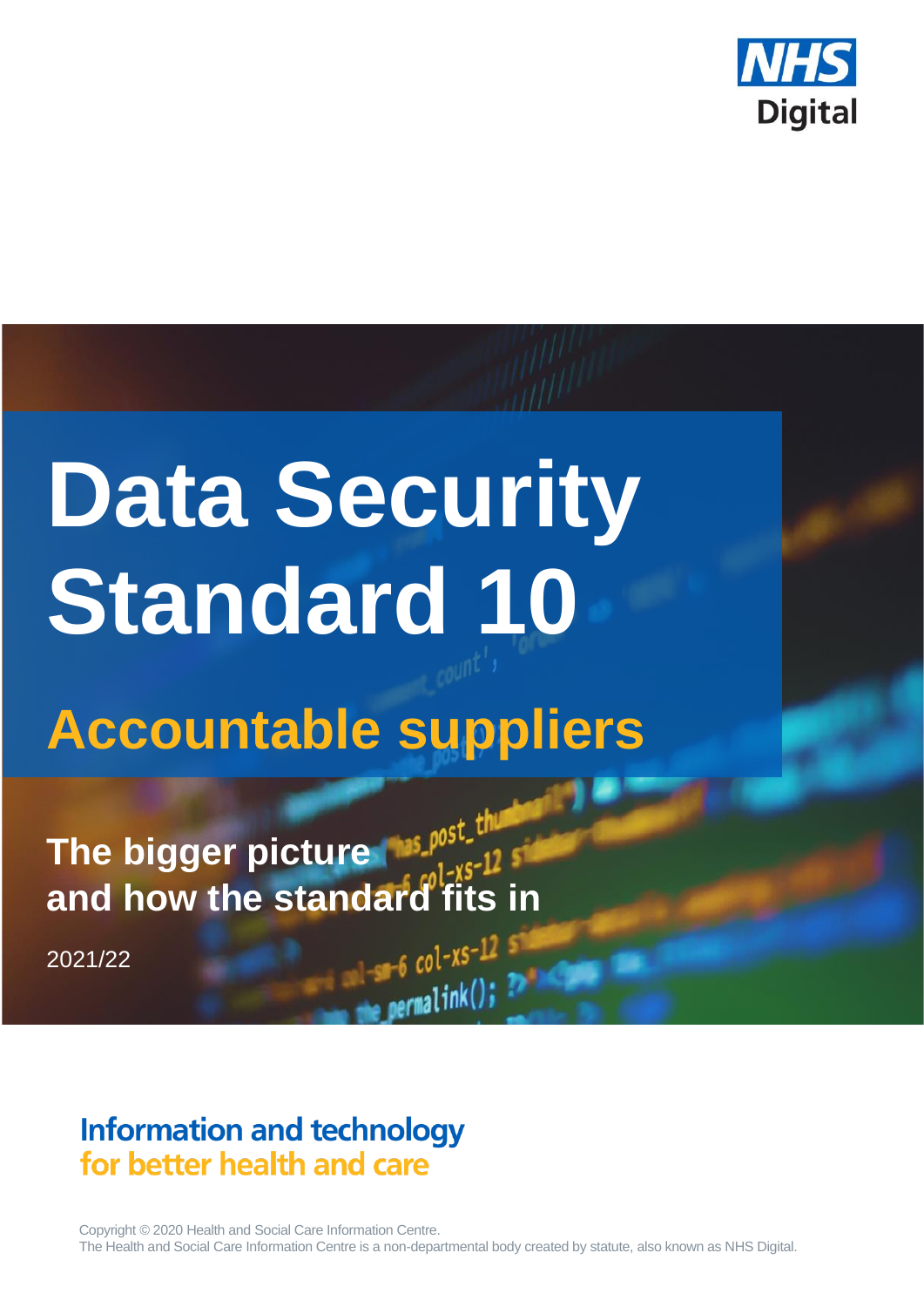NHS Digital

# Data Security Standard 10

## Accountable suppliers

### The bigger picture and how the standard fits in

2021/22

**Information and technology for better health and care**

Copyright © 2020 Health and Social Care Information Centre.
The Health and Social Care Information Centre is a non-departmental body created by statute, also known as NHS Digital.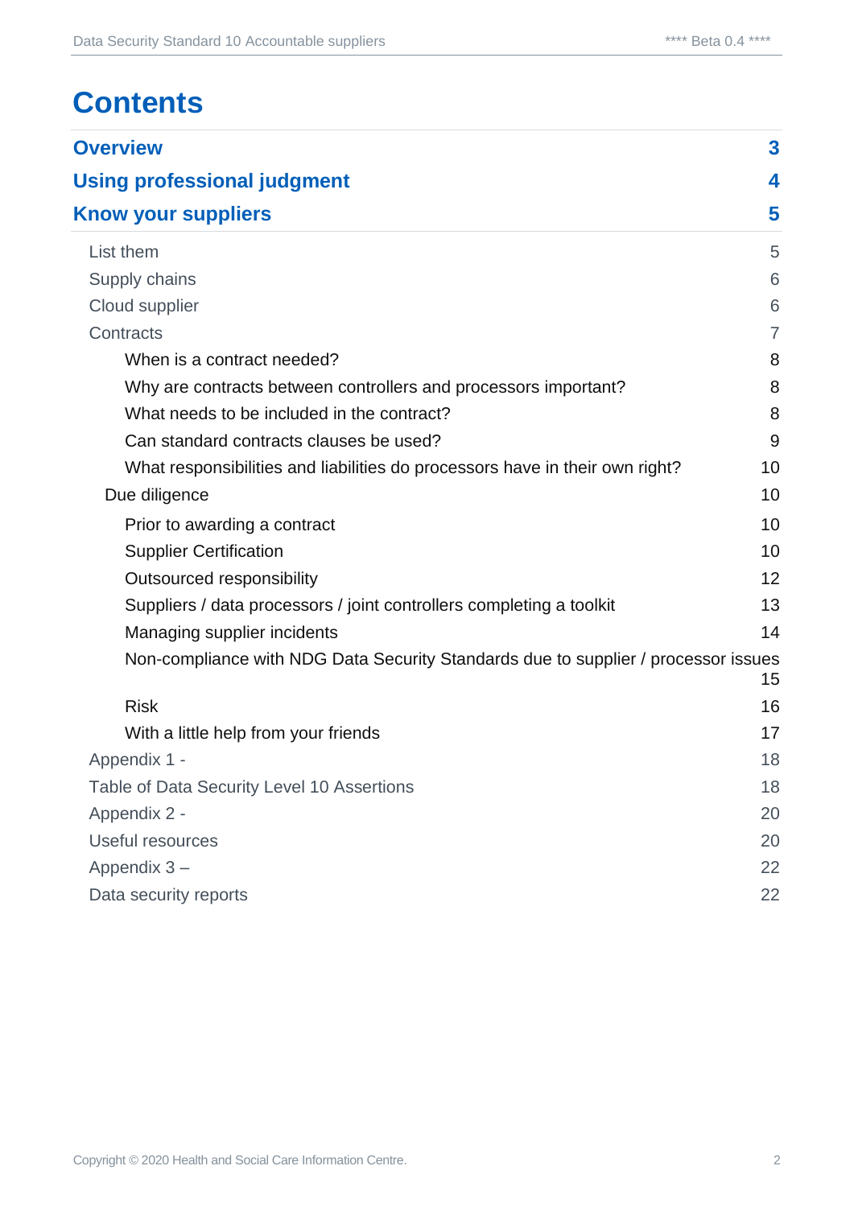# Contents

| | |
|---|---|
| **Overview** | **3** |
| **Using professional judgment** | **4** |
| **Know your suppliers** | **5** |
| List them | 5 |
| Supply chains | 6 |
| Cloud supplier | 6 |
| Contracts | 7 |
| When is a contract needed? | 8 |
| Why are contracts between controllers and processors important? | 8 |
| What needs to be included in the contract? | 8 |
| Can standard contracts clauses be used? | 9 |
| What responsibilities and liabilities do processors have in their own right? | 10 |
| Due diligence | 10 |
| Prior to awarding a contract | 10 |
| Supplier Certification | 10 |
| Outsourced responsibility | 12 |
| Suppliers / data processors / joint controllers completing a toolkit | 13 |
| Managing supplier incidents | 14 |
| Non-compliance with NDG Data Security Standards due to supplier / processor issues | 15 |
| Risk | 16 |
| With a little help from your friends | 17 |
| Appendix 1 - | 18 |
| Table of Data Security Level 10 Assertions | 18 |
| Appendix 2 - | 20 |
| Useful resources | 20 |
| Appendix 3 – | 22 |
| Data security reports | 22 |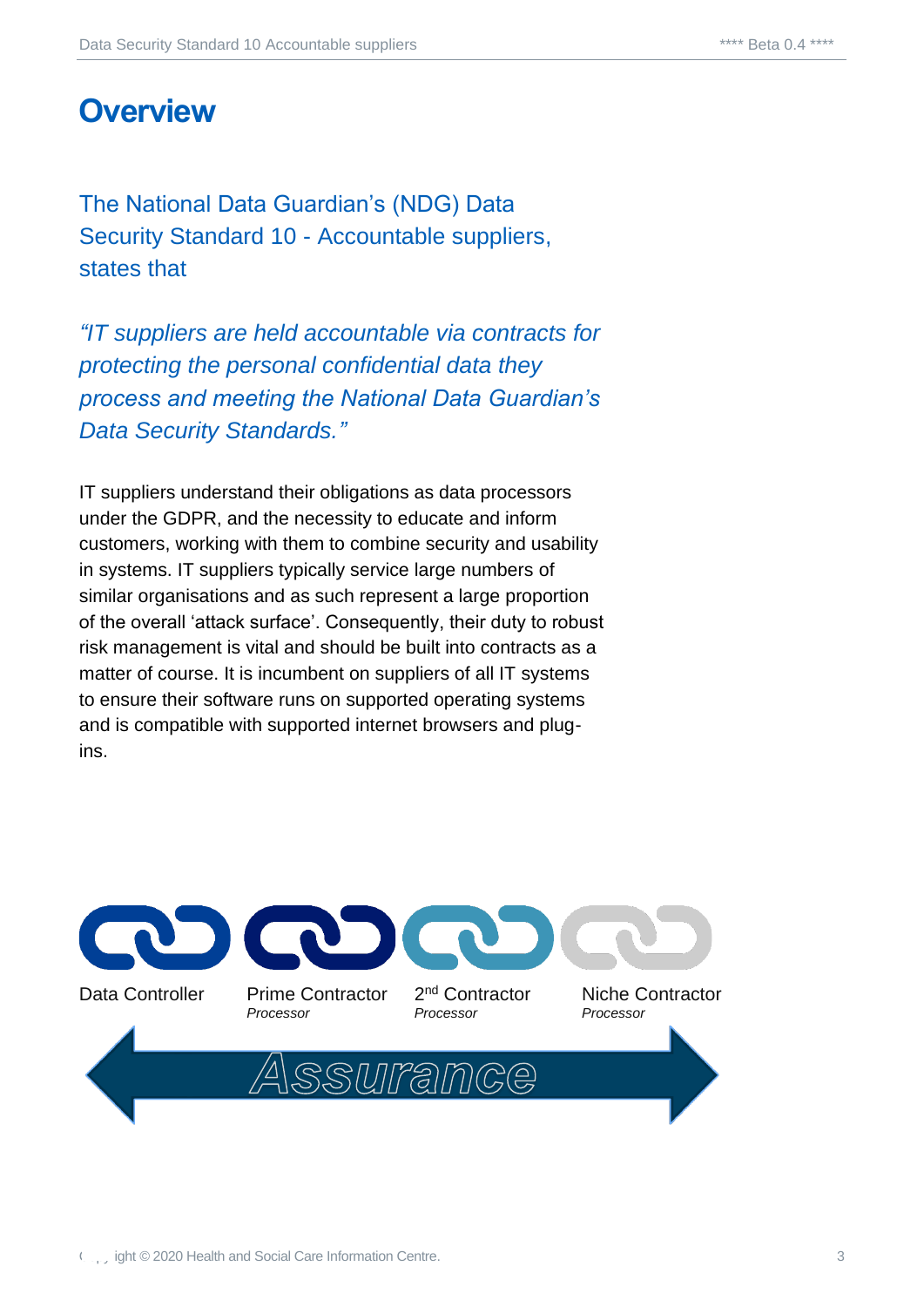# Overview

The National Data Guardian's (NDG) Data Security Standard 10 - Accountable suppliers, states that

*"IT suppliers are held accountable via contracts for protecting the personal confidential data they process and meeting the National Data Guardian's Data Security Standards."*

IT suppliers understand their obligations as data processors under the GDPR, and the necessity to educate and inform customers, working with them to combine security and usability in systems. IT suppliers typically service large numbers of similar organisations and as such represent a large proportion of the overall 'attack surface'. Consequently, their duty to robust risk management is vital and should be built into contracts as a matter of course. It is incumbent on suppliers of all IT systems to ensure their software runs on supported operating systems and is compatible with supported internet browsers and plug-ins.

Data Controller

Prime Contractor
*Processor*

2nd Contractor
*Processor*

Niche Contractor
*Processor*

Assurance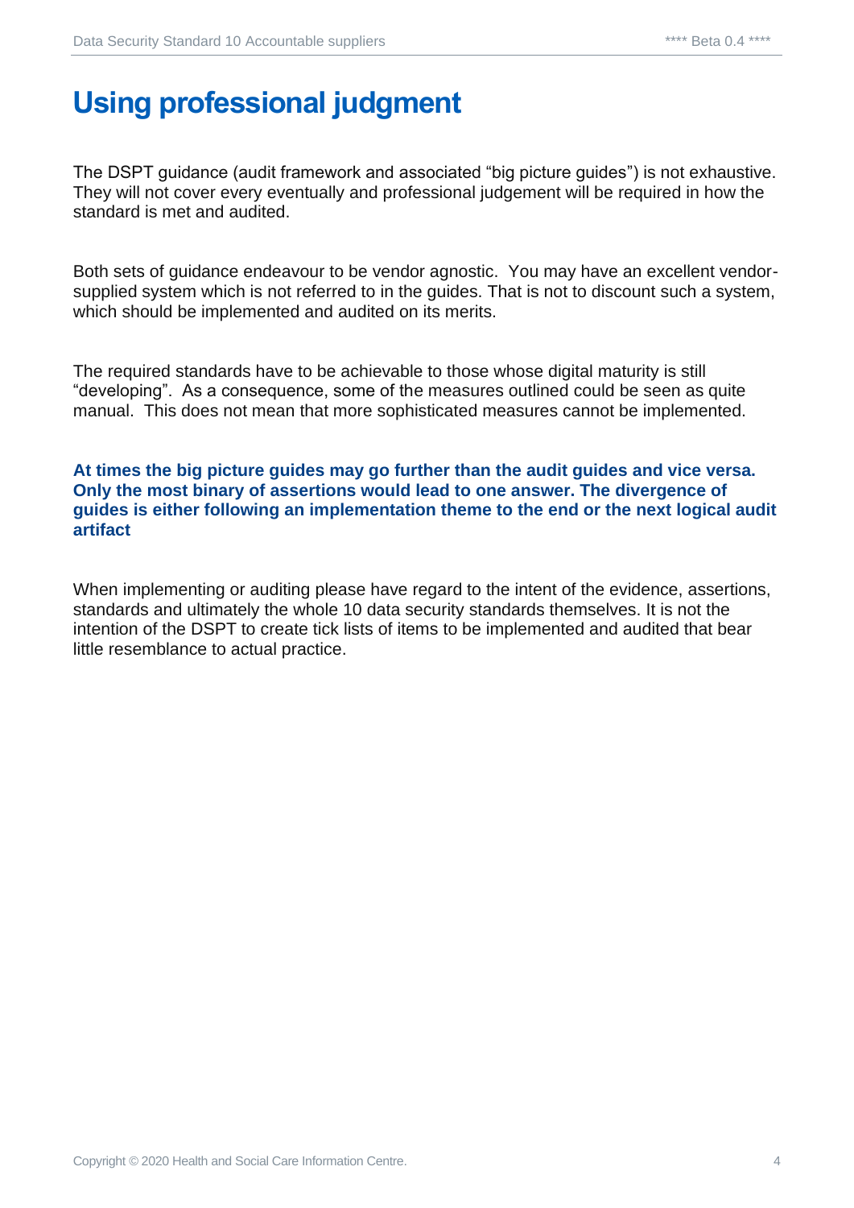# Using professional judgment

The DSPT guidance (audit framework and associated "big picture guides") is not exhaustive. They will not cover every eventually and professional judgement will be required in how the standard is met and audited.

Both sets of guidance endeavour to be vendor agnostic. You may have an excellent vendor-supplied system which is not referred to in the guides. That is not to discount such a system, which should be implemented and audited on its merits.

The required standards have to be achievable to those whose digital maturity is still "developing". As a consequence, some of the measures outlined could be seen as quite manual. This does not mean that more sophisticated measures cannot be implemented.

**At times the big picture guides may go further than the audit guides and vice versa. Only the most binary of assertions would lead to one answer. The divergence of guides is either following an implementation theme to the end or the next logical audit artifact**

When implementing or auditing please have regard to the intent of the evidence, assertions, standards and ultimately the whole 10 data security standards themselves. It is not the intention of the DSPT to create tick lists of items to be implemented and audited that bear little resemblance to actual practice.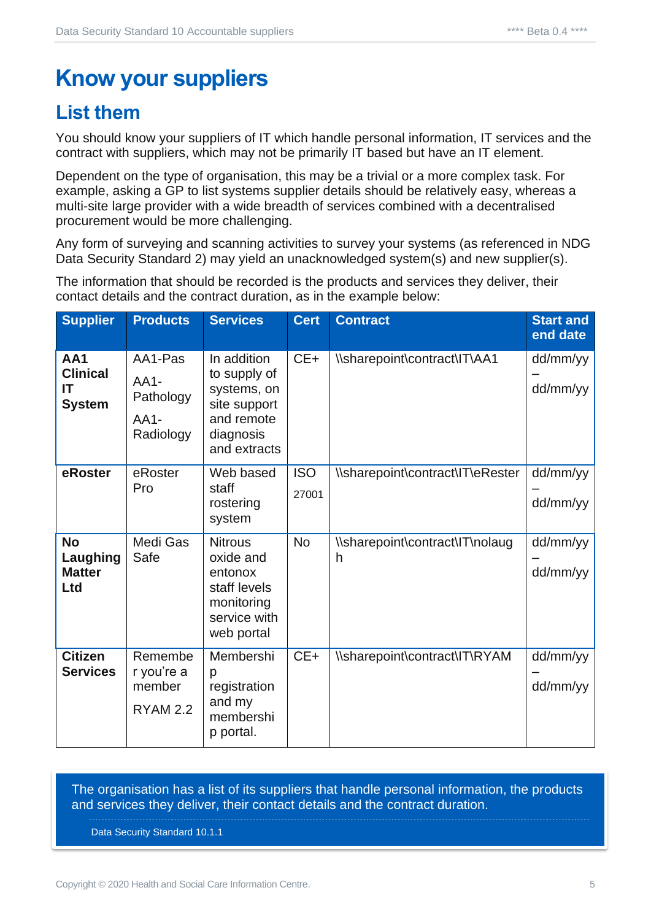# Know your suppliers

## List them

You should know your suppliers of IT which handle personal information, IT services and the contract with suppliers, which may not be primarily IT based but have an IT element.

Dependent on the type of organisation, this may be a trivial or a more complex task. For example, asking a GP to list systems supplier details should be relatively easy, whereas a multi-site large provider with a wide breadth of services combined with a decentralised procurement would be more challenging.

Any form of surveying and scanning activities to survey your systems (as referenced in NDG Data Security Standard 2) may yield an unacknowledged system(s) and new supplier(s).

The information that should be recorded is the products and services they deliver, their contact details and the contract duration, as in the example below:

| Supplier | Products | Services | Cert | Contract | Start and end date |
|---|---|---|---|---|---|
| **AA1 Clinical IT System** | AA1-Pas<br>AA1-Pathology<br>AA1-Radiology | In addition to supply of systems, on site support and remote diagnosis and extracts | CE+ | \\sharepoint\contract\IT\AA1 | dd/mm/yy – dd/mm/yy |
| **eRoster** | eRoster Pro | Web based staff rostering system | ISO 27001 | \\sharepoint\contract\IT\eRester | dd/mm/yy – dd/mm/yy |
| **No Laughing Matter Ltd** | Medi Gas Safe | Nitrous oxide and entonox staff levels monitoring service with web portal | No | \\sharepoint\contract\IT\nolaugh | dd/mm/yy – dd/mm/yy |
| **Citizen Services** | Remember you're a member<br>RYAM 2.2 | Membership registration and my membership portal. | CE+ | \\sharepoint\contract\IT\RYAM | dd/mm/yy – dd/mm/yy |

> The organisation has a list of its suppliers that handle personal information, the products and services they deliver, their contact details and the contract duration.
>
> Data Security Standard 10.1.1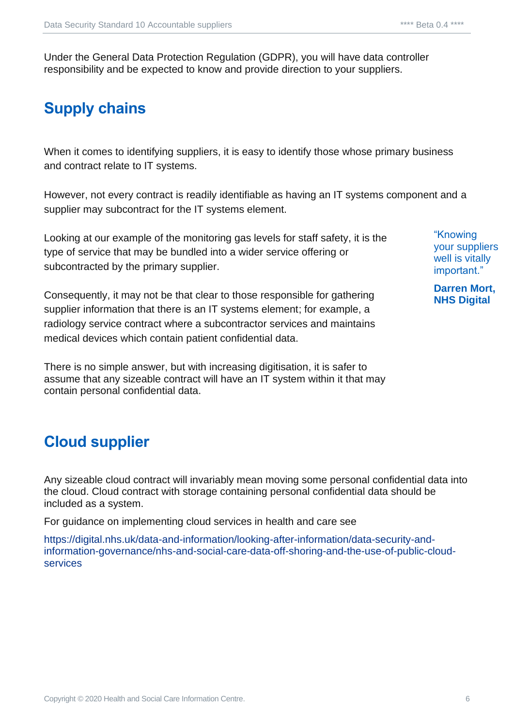Under the General Data Protection Regulation (GDPR), you will have data controller responsibility and be expected to know and provide direction to your suppliers.

## Supply chains

When it comes to identifying suppliers, it is easy to identify those whose primary business and contract relate to IT systems.

However, not every contract is readily identifiable as having an IT systems component and a supplier may subcontract for the IT systems element.

Looking at our example of the monitoring gas levels for staff safety, it is the type of service that may be bundled into a wider service offering or subcontracted by the primary supplier.

> "Knowing your suppliers well is vitally important."
>
> **Darren Mort, NHS Digital**

Consequently, it may not be that clear to those responsible for gathering supplier information that there is an IT systems element; for example, a radiology service contract where a subcontractor services and maintains medical devices which contain patient confidential data.

There is no simple answer, but with increasing digitisation, it is safer to assume that any sizeable contract will have an IT system within it that may contain personal confidential data.

## Cloud supplier

Any sizeable cloud contract will invariably mean moving some personal confidential data into the cloud. Cloud contract with storage containing personal confidential data should be included as a system.

For guidance on implementing cloud services in health and care see

https://digital.nhs.uk/data-and-information/looking-after-information/data-security-and-information-governance/nhs-and-social-care-data-off-shoring-and-the-use-of-public-cloud-services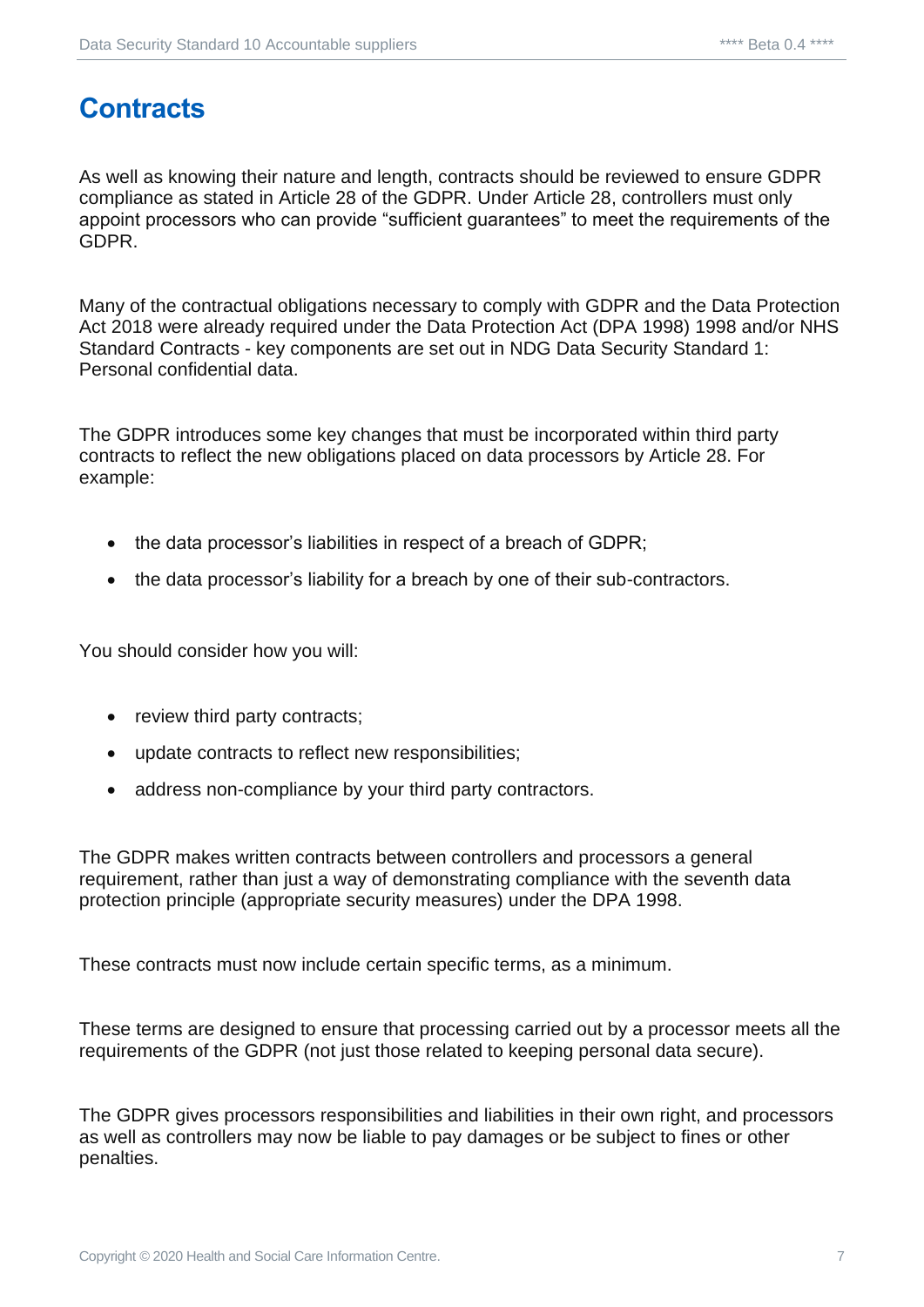# Contracts

As well as knowing their nature and length, contracts should be reviewed to ensure GDPR compliance as stated in Article 28 of the GDPR. Under Article 28, controllers must only appoint processors who can provide “sufficient guarantees” to meet the requirements of the GDPR.

Many of the contractual obligations necessary to comply with GDPR and the Data Protection Act 2018 were already required under the Data Protection Act (DPA 1998) 1998 and/or NHS Standard Contracts - key components are set out in NDG Data Security Standard 1: Personal confidential data.

The GDPR introduces some key changes that must be incorporated within third party contracts to reflect the new obligations placed on data processors by Article 28. For example:

- the data processor’s liabilities in respect of a breach of GDPR;
- the data processor’s liability for a breach by one of their sub-contractors.

You should consider how you will:

- review third party contracts;
- update contracts to reflect new responsibilities;
- address non-compliance by your third party contractors.

The GDPR makes written contracts between controllers and processors a general requirement, rather than just a way of demonstrating compliance with the seventh data protection principle (appropriate security measures) under the DPA 1998.

These contracts must now include certain specific terms, as a minimum.

These terms are designed to ensure that processing carried out by a processor meets all the requirements of the GDPR (not just those related to keeping personal data secure).

The GDPR gives processors responsibilities and liabilities in their own right, and processors as well as controllers may now be liable to pay damages or be subject to fines or other penalties.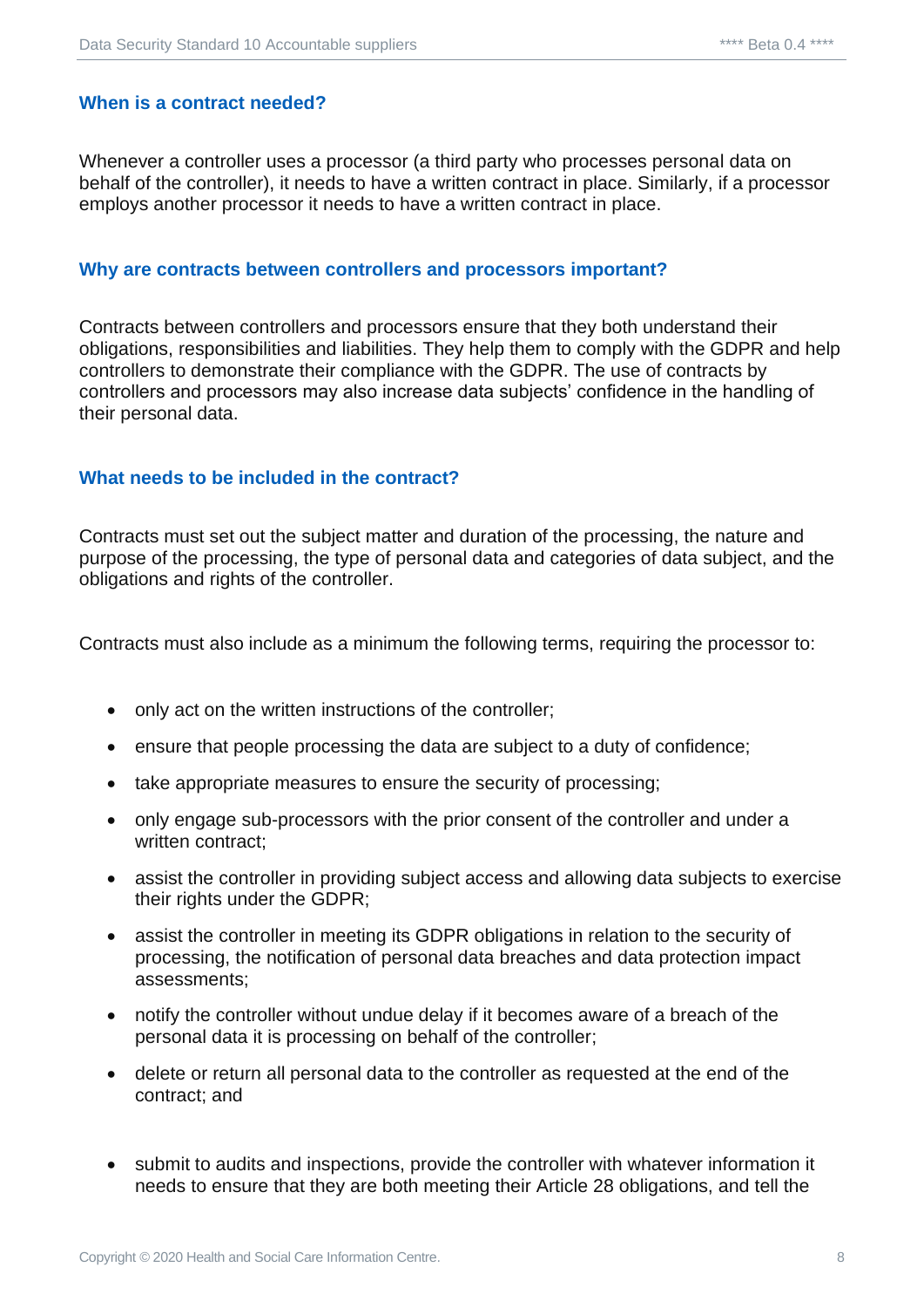### When is a contract needed?

Whenever a controller uses a processor (a third party who processes personal data on behalf of the controller), it needs to have a written contract in place. Similarly, if a processor employs another processor it needs to have a written contract in place.

### Why are contracts between controllers and processors important?

Contracts between controllers and processors ensure that they both understand their obligations, responsibilities and liabilities. They help them to comply with the GDPR and help controllers to demonstrate their compliance with the GDPR. The use of contracts by controllers and processors may also increase data subjects' confidence in the handling of their personal data.

### What needs to be included in the contract?

Contracts must set out the subject matter and duration of the processing, the nature and purpose of the processing, the type of personal data and categories of data subject, and the obligations and rights of the controller.

Contracts must also include as a minimum the following terms, requiring the processor to:

- only act on the written instructions of the controller;
- ensure that people processing the data are subject to a duty of confidence;
- take appropriate measures to ensure the security of processing;
- only engage sub-processors with the prior consent of the controller and under a written contract;
- assist the controller in providing subject access and allowing data subjects to exercise their rights under the GDPR;
- assist the controller in meeting its GDPR obligations in relation to the security of processing, the notification of personal data breaches and data protection impact assessments;
- notify the controller without undue delay if it becomes aware of a breach of the personal data it is processing on behalf of the controller;
- delete or return all personal data to the controller as requested at the end of the contract; and
- submit to audits and inspections, provide the controller with whatever information it needs to ensure that they are both meeting their Article 28 obligations, and tell the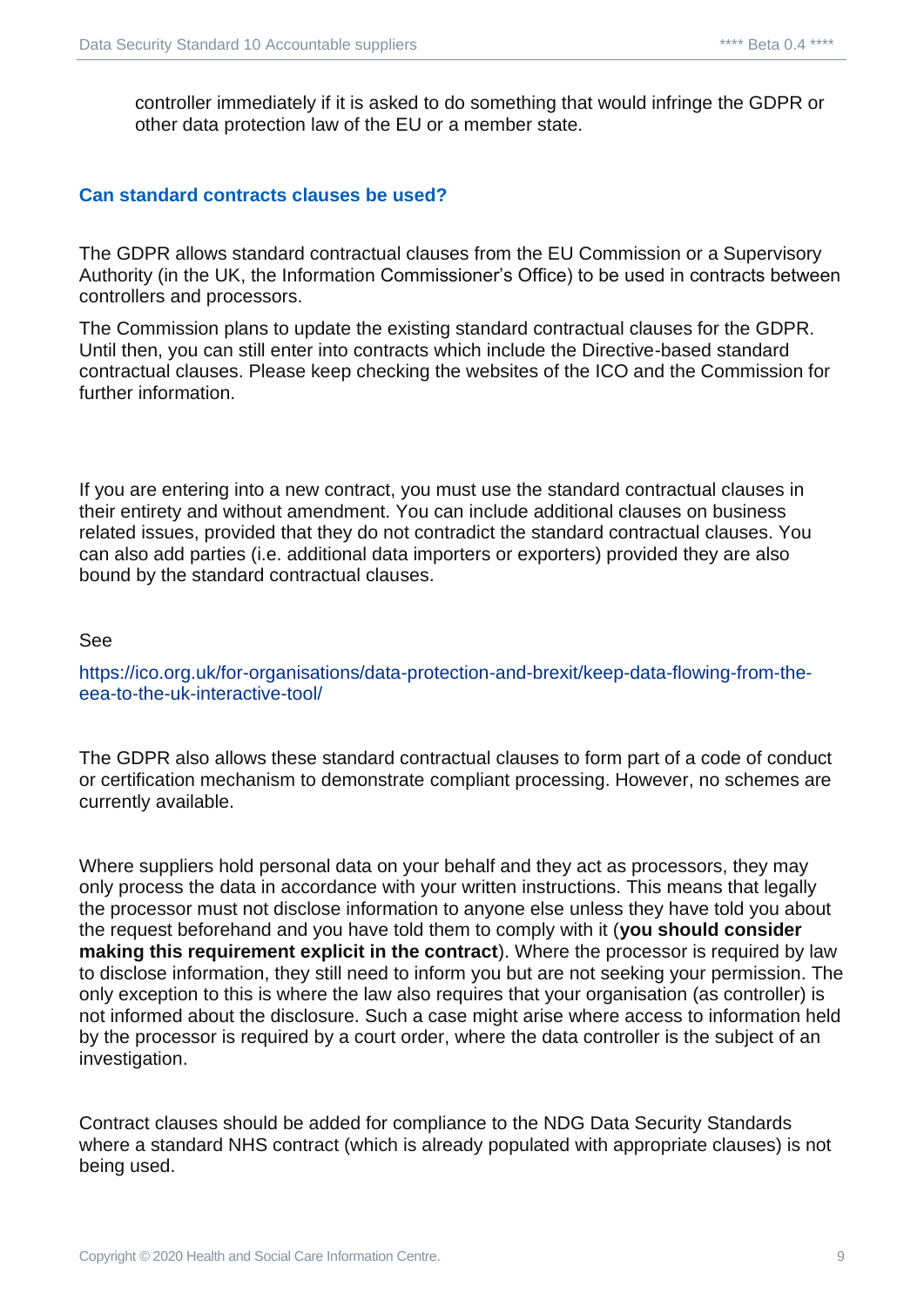controller immediately if it is asked to do something that would infringe the GDPR or other data protection law of the EU or a member state.

### Can standard contracts clauses be used?

The GDPR allows standard contractual clauses from the EU Commission or a Supervisory Authority (in the UK, the Information Commissioner's Office) to be used in contracts between controllers and processors.

The Commission plans to update the existing standard contractual clauses for the GDPR. Until then, you can still enter into contracts which include the Directive-based standard contractual clauses. Please keep checking the websites of the ICO and the Commission for further information.

If you are entering into a new contract, you must use the standard contractual clauses in their entirety and without amendment. You can include additional clauses on business related issues, provided that they do not contradict the standard contractual clauses. You can also add parties (i.e. additional data importers or exporters) provided they are also bound by the standard contractual clauses.

See

https://ico.org.uk/for-organisations/data-protection-and-brexit/keep-data-flowing-from-the-eea-to-the-uk-interactive-tool/

The GDPR also allows these standard contractual clauses to form part of a code of conduct or certification mechanism to demonstrate compliant processing. However, no schemes are currently available.

Where suppliers hold personal data on your behalf and they act as processors, they may only process the data in accordance with your written instructions. This means that legally the processor must not disclose information to anyone else unless they have told you about the request beforehand and you have told them to comply with it (**you should consider making this requirement explicit in the contract**). Where the processor is required by law to disclose information, they still need to inform you but are not seeking your permission. The only exception to this is where the law also requires that your organisation (as controller) is not informed about the disclosure. Such a case might arise where access to information held by the processor is required by a court order, where the data controller is the subject of an investigation.

Contract clauses should be added for compliance to the NDG Data Security Standards where a standard NHS contract (which is already populated with appropriate clauses) is not being used.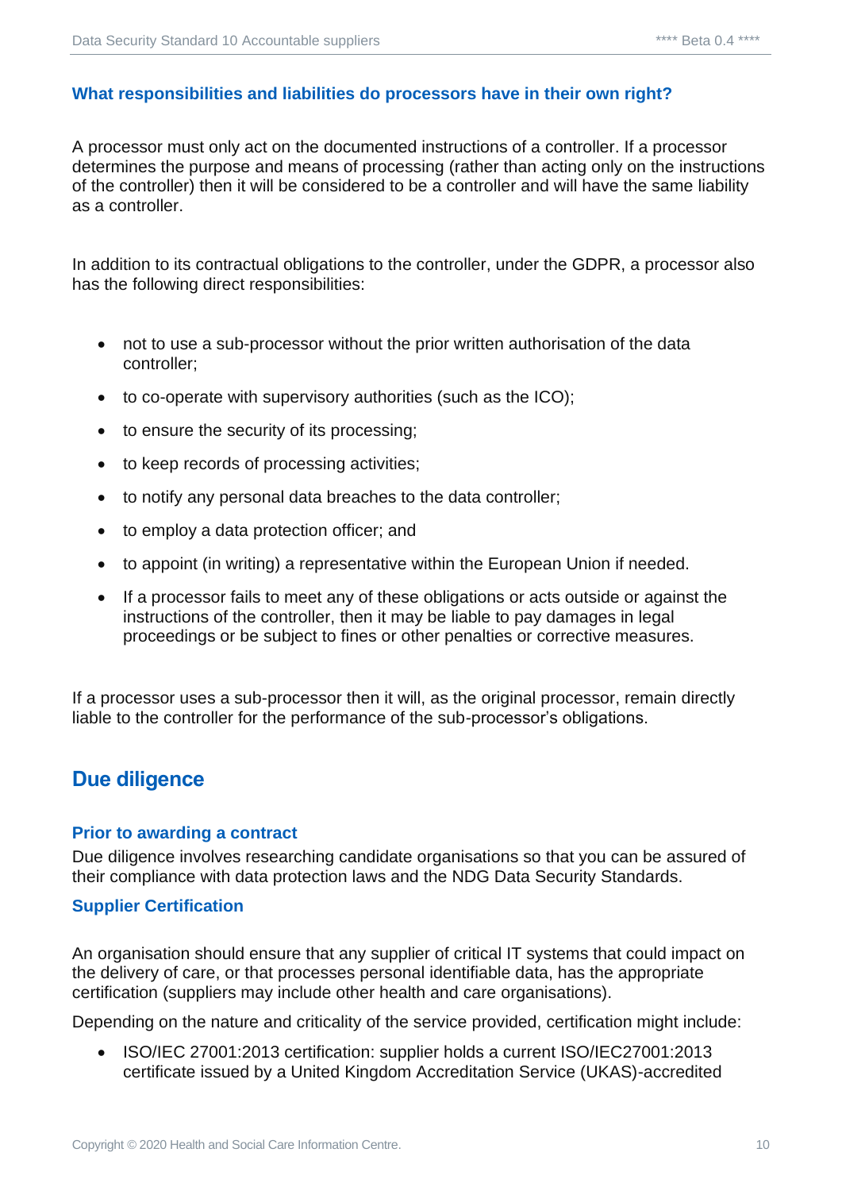### What responsibilities and liabilities do processors have in their own right?

A processor must only act on the documented instructions of a controller. If a processor determines the purpose and means of processing (rather than acting only on the instructions of the controller) then it will be considered to be a controller and will have the same liability as a controller.

In addition to its contractual obligations to the controller, under the GDPR, a processor also has the following direct responsibilities:

- not to use a sub-processor without the prior written authorisation of the data controller;
- to co-operate with supervisory authorities (such as the ICO);
- to ensure the security of its processing;
- to keep records of processing activities;
- to notify any personal data breaches to the data controller;
- to employ a data protection officer; and
- to appoint (in writing) a representative within the European Union if needed.
- If a processor fails to meet any of these obligations or acts outside or against the instructions of the controller, then it may be liable to pay damages in legal proceedings or be subject to fines or other penalties or corrective measures.

If a processor uses a sub-processor then it will, as the original processor, remain directly liable to the controller for the performance of the sub-processor's obligations.

## Due diligence

### Prior to awarding a contract

Due diligence involves researching candidate organisations so that you can be assured of their compliance with data protection laws and the NDG Data Security Standards.

### Supplier Certification

An organisation should ensure that any supplier of critical IT systems that could impact on the delivery of care, or that processes personal identifiable data, has the appropriate certification (suppliers may include other health and care organisations).

Depending on the nature and criticality of the service provided, certification might include:

- ISO/IEC 27001:2013 certification: supplier holds a current ISO/IEC27001:2013 certificate issued by a United Kingdom Accreditation Service (UKAS)-accredited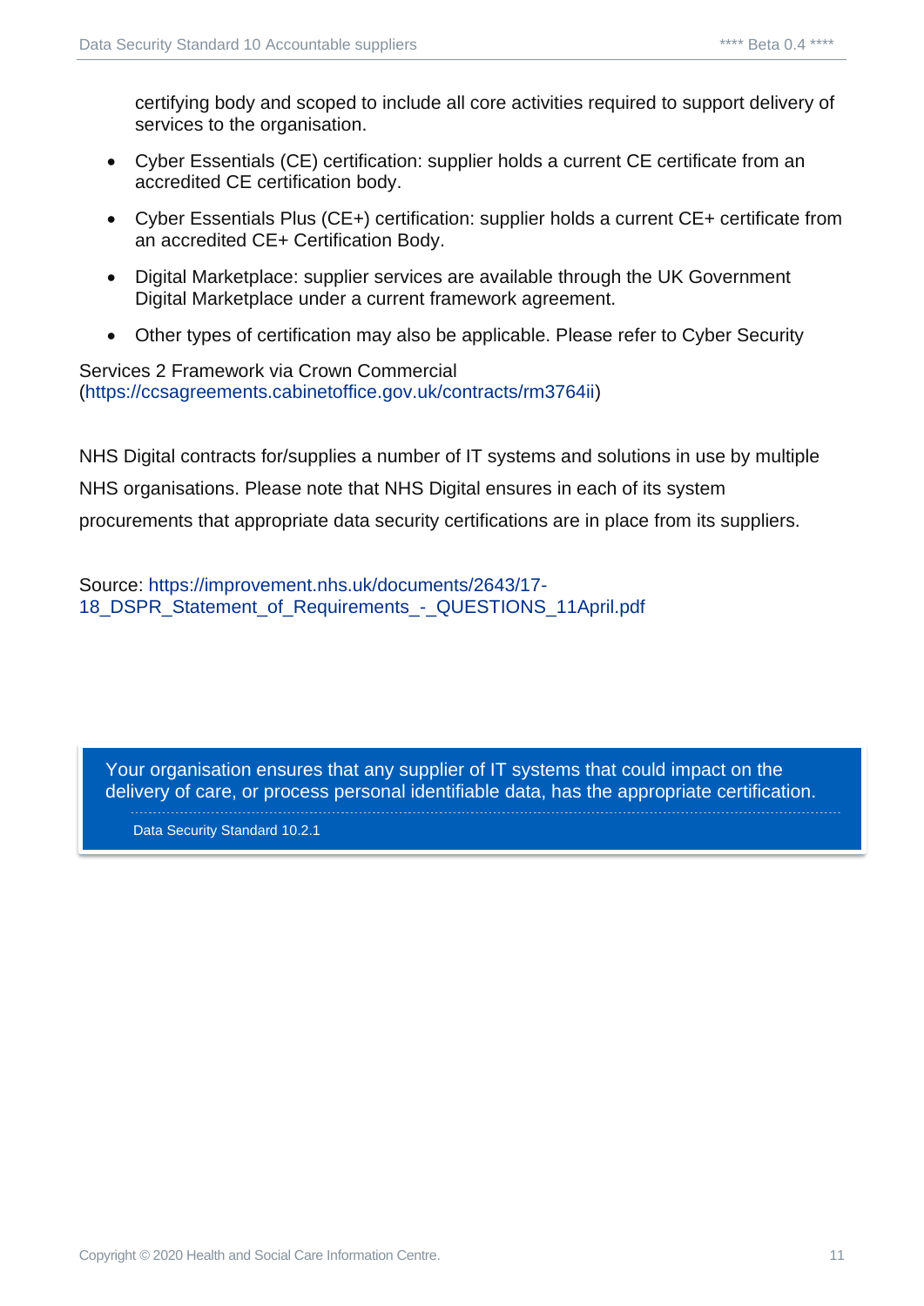certifying body and scoped to include all core activities required to support delivery of services to the organisation.

- Cyber Essentials (CE) certification: supplier holds a current CE certificate from an accredited CE certification body.
- Cyber Essentials Plus (CE+) certification: supplier holds a current CE+ certificate from an accredited CE+ Certification Body.
- Digital Marketplace: supplier services are available through the UK Government Digital Marketplace under a current framework agreement.
- Other types of certification may also be applicable. Please refer to Cyber Security

Services 2 Framework via Crown Commercial (https://ccsagreements.cabinetoffice.gov.uk/contracts/rm3764ii)

NHS Digital contracts for/supplies a number of IT systems and solutions in use by multiple NHS organisations. Please note that NHS Digital ensures in each of its system procurements that appropriate data security certifications are in place from its suppliers.

Source: https://improvement.nhs.uk/documents/2643/17-18_DSPR_Statement_of_Requirements_-_QUESTIONS_11April.pdf

> Your organisation ensures that any supplier of IT systems that could impact on the delivery of care, or process personal identifiable data, has the appropriate certification.
>
> Data Security Standard 10.2.1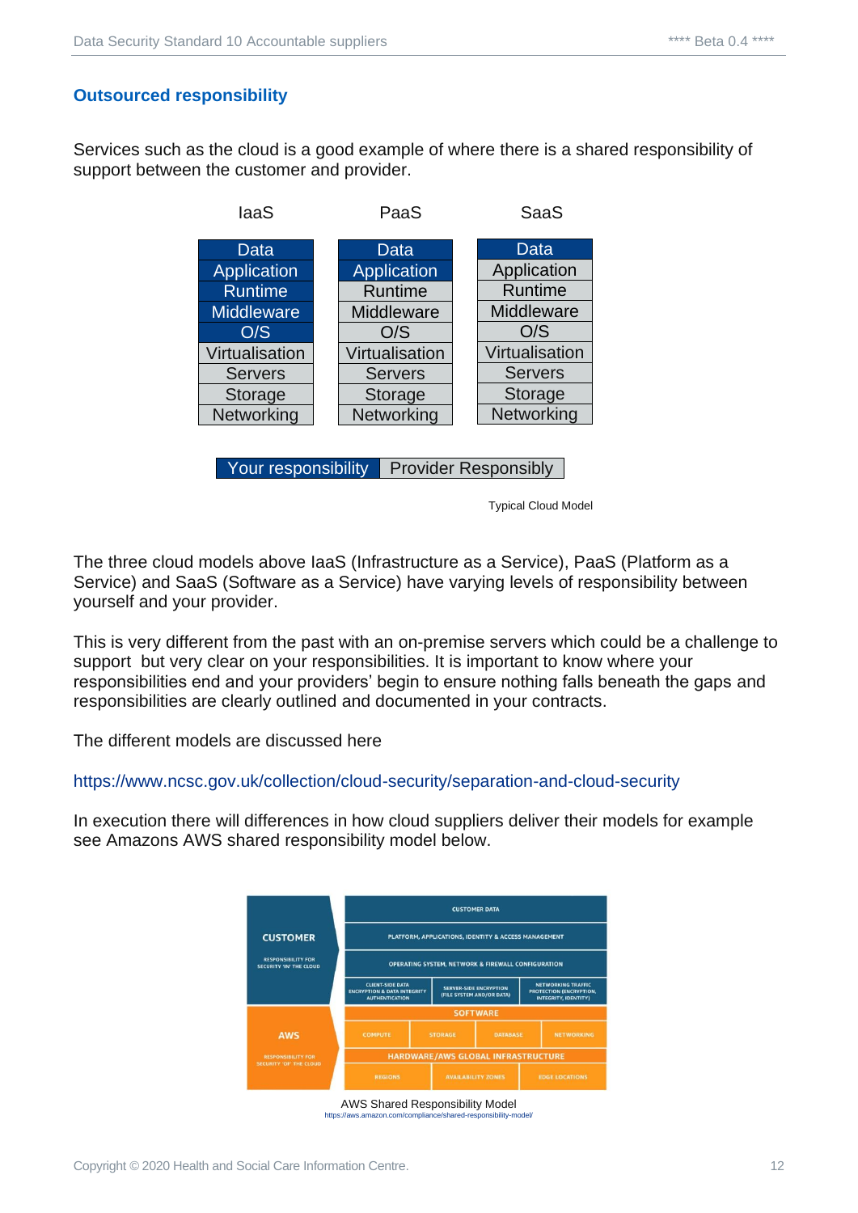## Outsourced responsibility

Services such as the cloud is a good example of where there is a shared responsibility of support between the customer and provider.

| IaaS | PaaS | SaaS |
|---|---|---|
| Data | Data | Data |
| Application | Application | Application |
| Runtime | Runtime | Runtime |
| Middleware | Middleware | Middleware |
| O/S | O/S | O/S |
| Virtualisation | Virtualisation | Virtualisation |
| Servers | Servers | Servers |
| Storage | Storage | Storage |
| Networking | Networking | Networking |

| Your responsibility | Provider Responsibly |
|---|---|

Typical Cloud Model

The three cloud models above IaaS (Infrastructure as a Service), PaaS (Platform as a Service) and SaaS (Software as a Service) have varying levels of responsibility between yourself and your provider.

This is very different from the past with an on-premise servers which could be a challenge to support but very clear on your responsibilities. It is important to know where your responsibilities end and your providers' begin to ensure nothing falls beneath the gaps and responsibilities are clearly outlined and documented in your contracts.

The different models are discussed here

https://www.ncsc.gov.uk/collection/cloud-security/separation-and-cloud-security

In execution there will differences in how cloud suppliers deliver their models for example see Amazons AWS shared responsibility model below.

| | | | |
|---|---|---|---|
| **CUSTOMER** RESPONSIBILITY FOR SECURITY 'IN' THE CLOUD | CUSTOMER DATA | | |
| | PLATFORM, APPLICATIONS, IDENTITY & ACCESS MANAGEMENT | | |
| | OPERATING SYSTEM, NETWORK & FIREWALL CONFIGURATION | | |
| | CLIENT-SIDE DATA ENCRYPTION & DATA INTEGRITY AUTHENTICATION | SERVER-SIDE ENCRYPTION (FILE SYSTEM AND/OR DATA) | NETWORKING TRAFFIC PROTECTION (ENCRYPTION, INTEGRITY, IDENTITY) |
| **AWS** RESPONSIBILITY FOR SECURITY 'OF' THE CLOUD | SOFTWARE | | |
| | COMPUTE / STORAGE | DATABASE | NETWORKING |
| | HARDWARE/AWS GLOBAL INFRASTRUCTURE | | |
| | REGIONS | AVAILABILITY ZONES | EDGE LOCATIONS |

AWS Shared Responsibility Model
https://aws.amazon.com/compliance/shared-responsibility-model/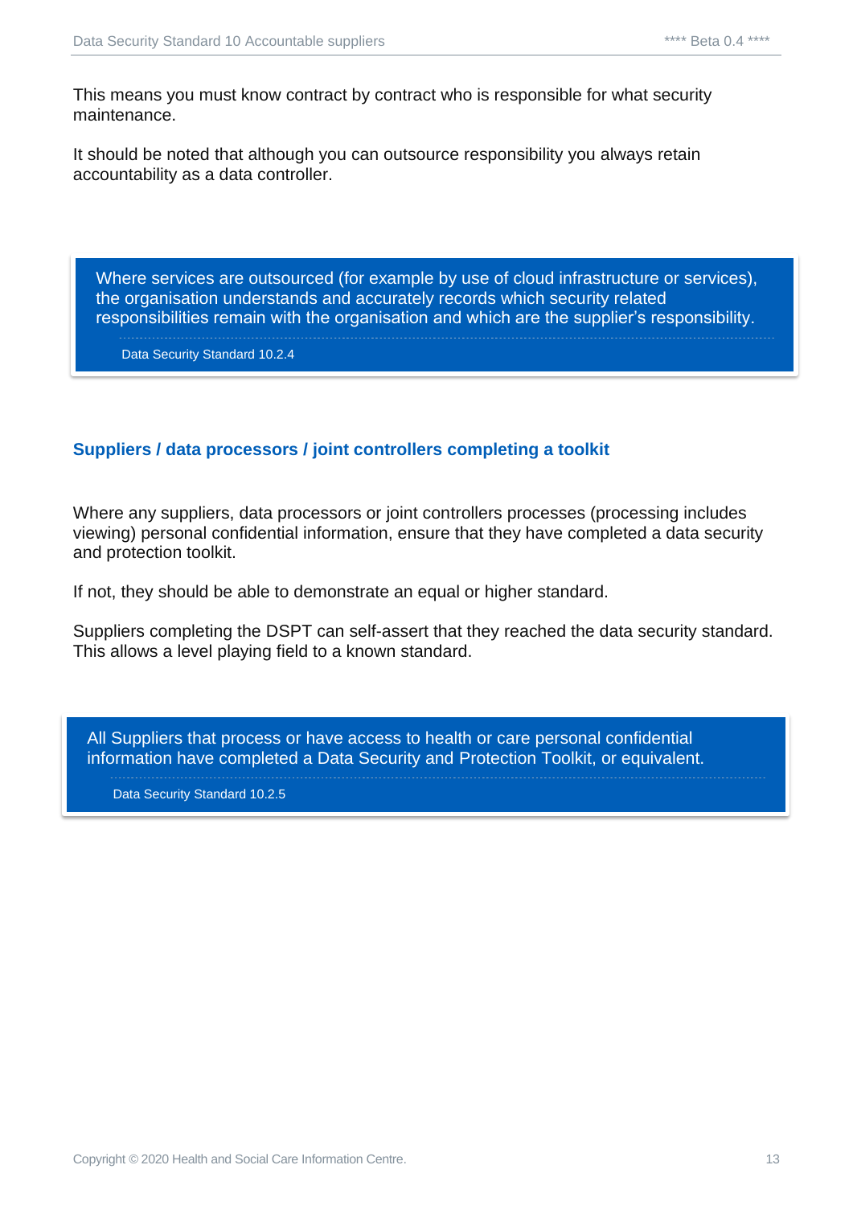This means you must know contract by contract who is responsible for what security maintenance.

It should be noted that although you can outsource responsibility you always retain accountability as a data controller.

> Where services are outsourced (for example by use of cloud infrastructure or services), the organisation understands and accurately records which security related responsibilities remain with the organisation and which are the supplier's responsibility.
>
> Data Security Standard 10.2.4

### Suppliers / data processors / joint controllers completing a toolkit

Where any suppliers, data processors or joint controllers processes (processing includes viewing) personal confidential information, ensure that they have completed a data security and protection toolkit.

If not, they should be able to demonstrate an equal or higher standard.

Suppliers completing the DSPT can self-assert that they reached the data security standard. This allows a level playing field to a known standard.

> All Suppliers that process or have access to health or care personal confidential information have completed a Data Security and Protection Toolkit, or equivalent.
>
> Data Security Standard 10.2.5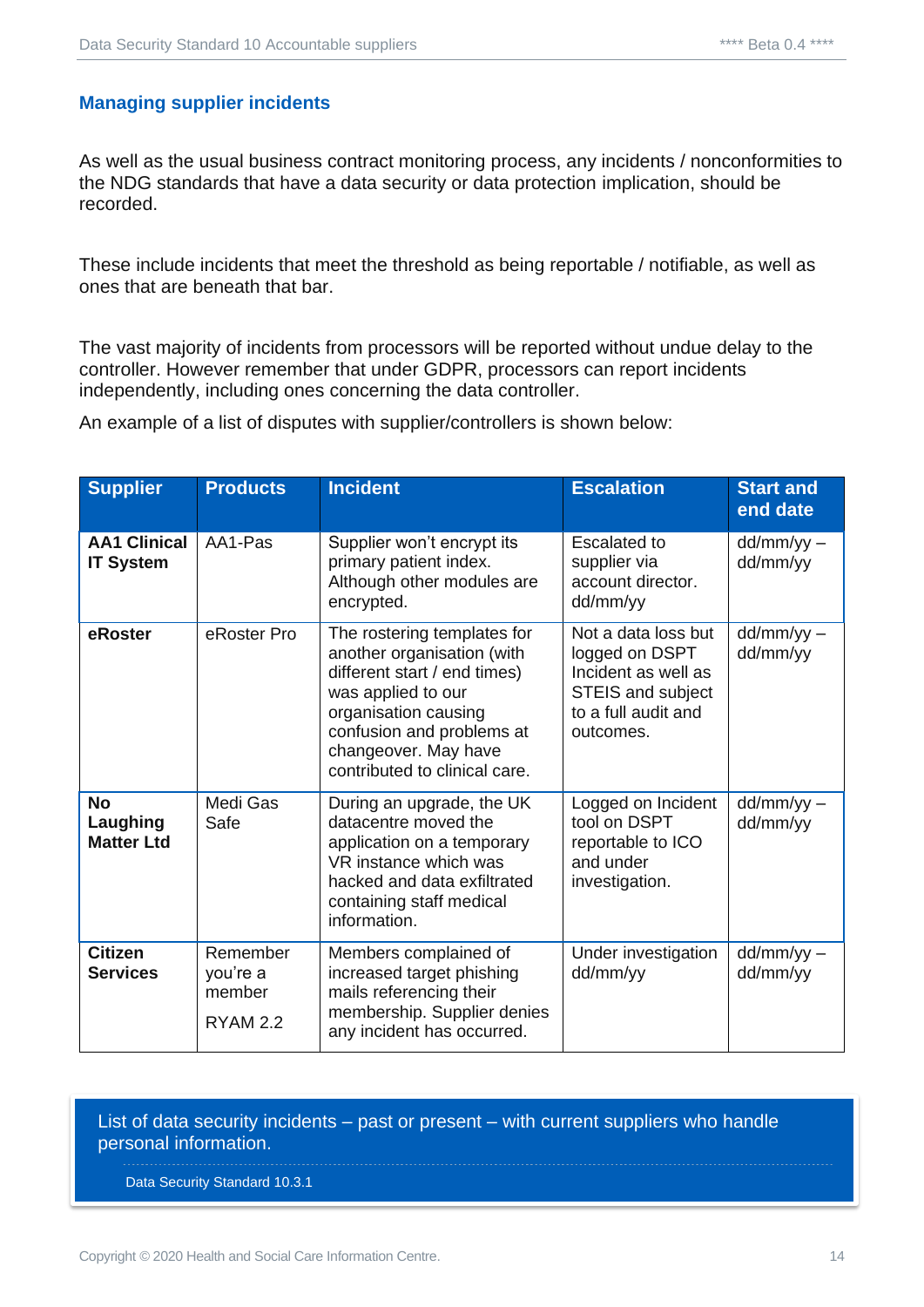## Managing supplier incidents

As well as the usual business contract monitoring process, any incidents / nonconformities to the NDG standards that have a data security or data protection implication, should be recorded.

These include incidents that meet the threshold as being reportable / notifiable, as well as ones that are beneath that bar.

The vast majority of incidents from processors will be reported without undue delay to the controller. However remember that under GDPR, processors can report incidents independently, including ones concerning the data controller.

An example of a list of disputes with supplier/controllers is shown below:

| Supplier | Products | Incident | Escalation | Start and end date |
|---|---|---|---|---|
| **AA1 Clinical IT System** | AA1-Pas | Supplier won't encrypt its primary patient index. Although other modules are encrypted. | Escalated to supplier via account director. dd/mm/yy | dd/mm/yy – dd/mm/yy |
| **eRoster** | eRoster Pro | The rostering templates for another organisation (with different start / end times) was applied to our organisation causing confusion and problems at changeover. May have contributed to clinical care. | Not a data loss but logged on DSPT Incident as well as STEIS and subject to a full audit and outcomes. | dd/mm/yy – dd/mm/yy |
| **No Laughing Matter Ltd** | Medi Gas Safe | During an upgrade, the UK datacentre moved the application on a temporary VR instance which was hacked and data exfiltrated containing staff medical information. | Logged on Incident tool on DSPT reportable to ICO and under investigation. | dd/mm/yy – dd/mm/yy |
| **Citizen Services** | Remember you're a member RYAM 2.2 | Members complained of increased target phishing mails referencing their membership. Supplier denies any incident has occurred. | Under investigation dd/mm/yy | dd/mm/yy – dd/mm/yy |

List of data security incidents – past or present – with current suppliers who handle personal information.

Data Security Standard 10.3.1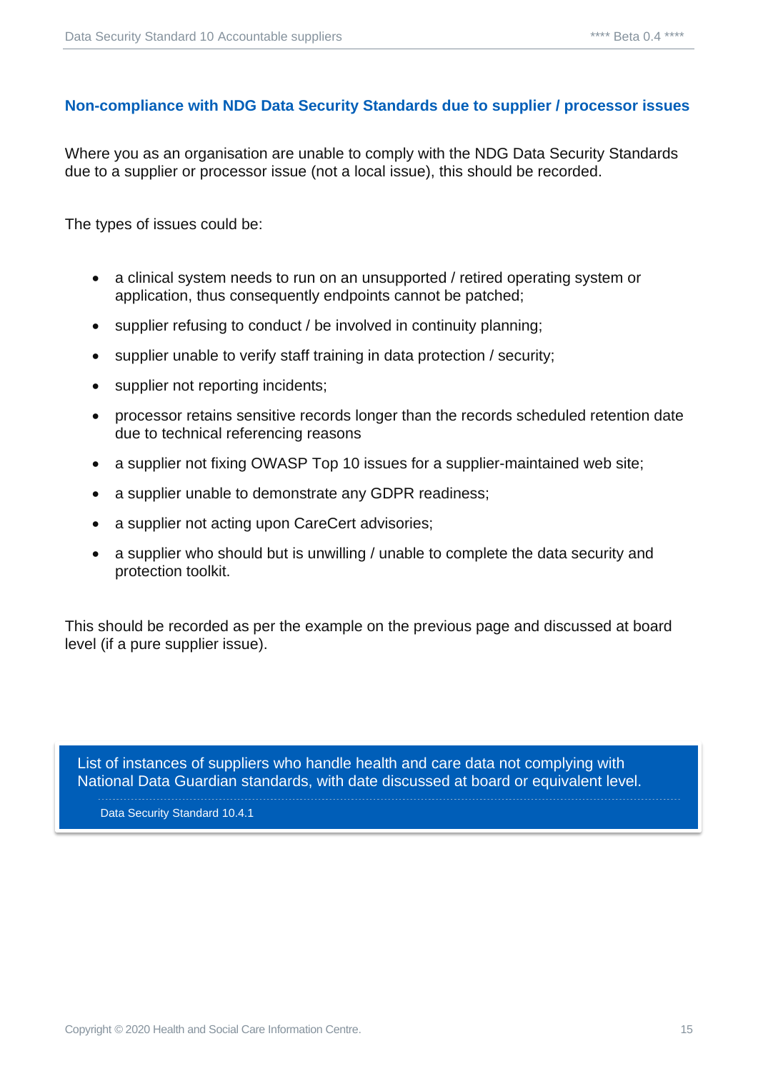## Non-compliance with NDG Data Security Standards due to supplier / processor issues

Where you as an organisation are unable to comply with the NDG Data Security Standards due to a supplier or processor issue (not a local issue), this should be recorded.

The types of issues could be:

- a clinical system needs to run on an unsupported / retired operating system or application, thus consequently endpoints cannot be patched;
- supplier refusing to conduct / be involved in continuity planning;
- supplier unable to verify staff training in data protection / security;
- supplier not reporting incidents;
- processor retains sensitive records longer than the records scheduled retention date due to technical referencing reasons
- a supplier not fixing OWASP Top 10 issues for a supplier-maintained web site;
- a supplier unable to demonstrate any GDPR readiness;
- a supplier not acting upon CareCert advisories;
- a supplier who should but is unwilling / unable to complete the data security and protection toolkit.

This should be recorded as per the example on the previous page and discussed at board level (if a pure supplier issue).

> List of instances of suppliers who handle health and care data not complying with National Data Guardian standards, with date discussed at board or equivalent level.
>
> Data Security Standard 10.4.1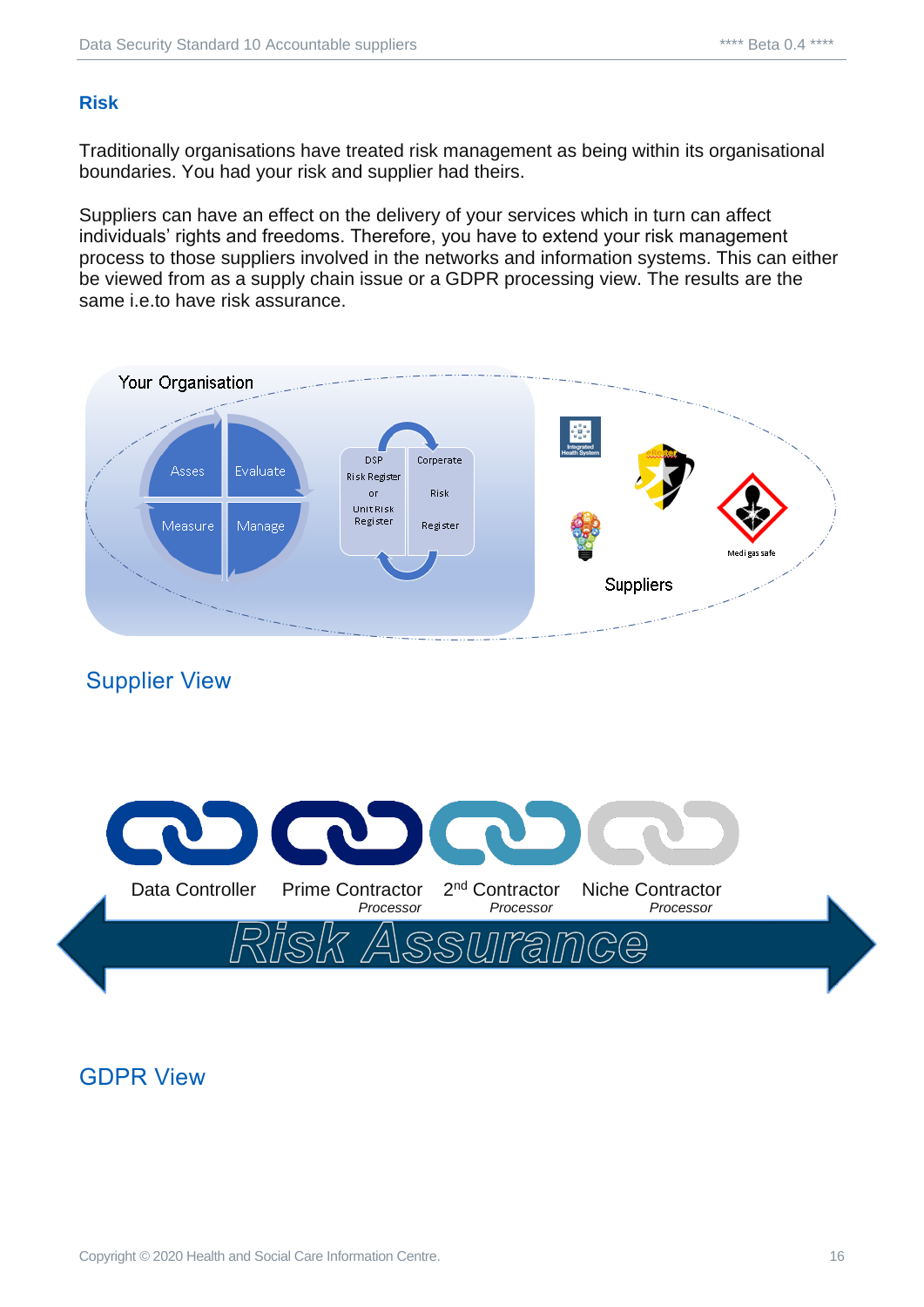## Risk

Traditionally organisations have treated risk management as being within its organisational boundaries. You had your risk and supplier had theirs.

Suppliers can have an effect on the delivery of your services which in turn can affect individuals' rights and freedoms. Therefore, you have to extend your risk management process to those suppliers involved in the networks and information systems. This can either be viewed from as a supply chain issue or a GDPR processing view. The results are the same i.e.to have risk assurance.

Your Organisation

Asses | Evaluate | Measure | Manage

DSP Risk Register or Unit Risk Register

Corperate Risk Register

Suppliers

### Supplier View

Data Controller — Prime Contractor *Processor* — 2nd Contractor *Processor* — Niche Contractor *Processor*

Risk Assurance

### GDPR View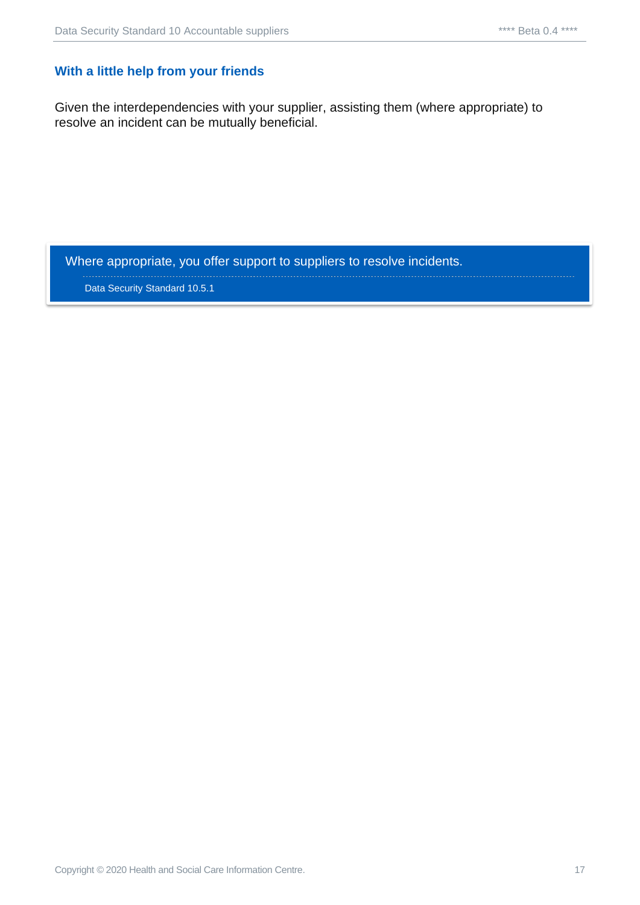## With a little help from your friends

Given the interdependencies with your supplier, assisting them (where appropriate) to resolve an incident can be mutually beneficial.

> Where appropriate, you offer support to suppliers to resolve incidents.
>
> Data Security Standard 10.5.1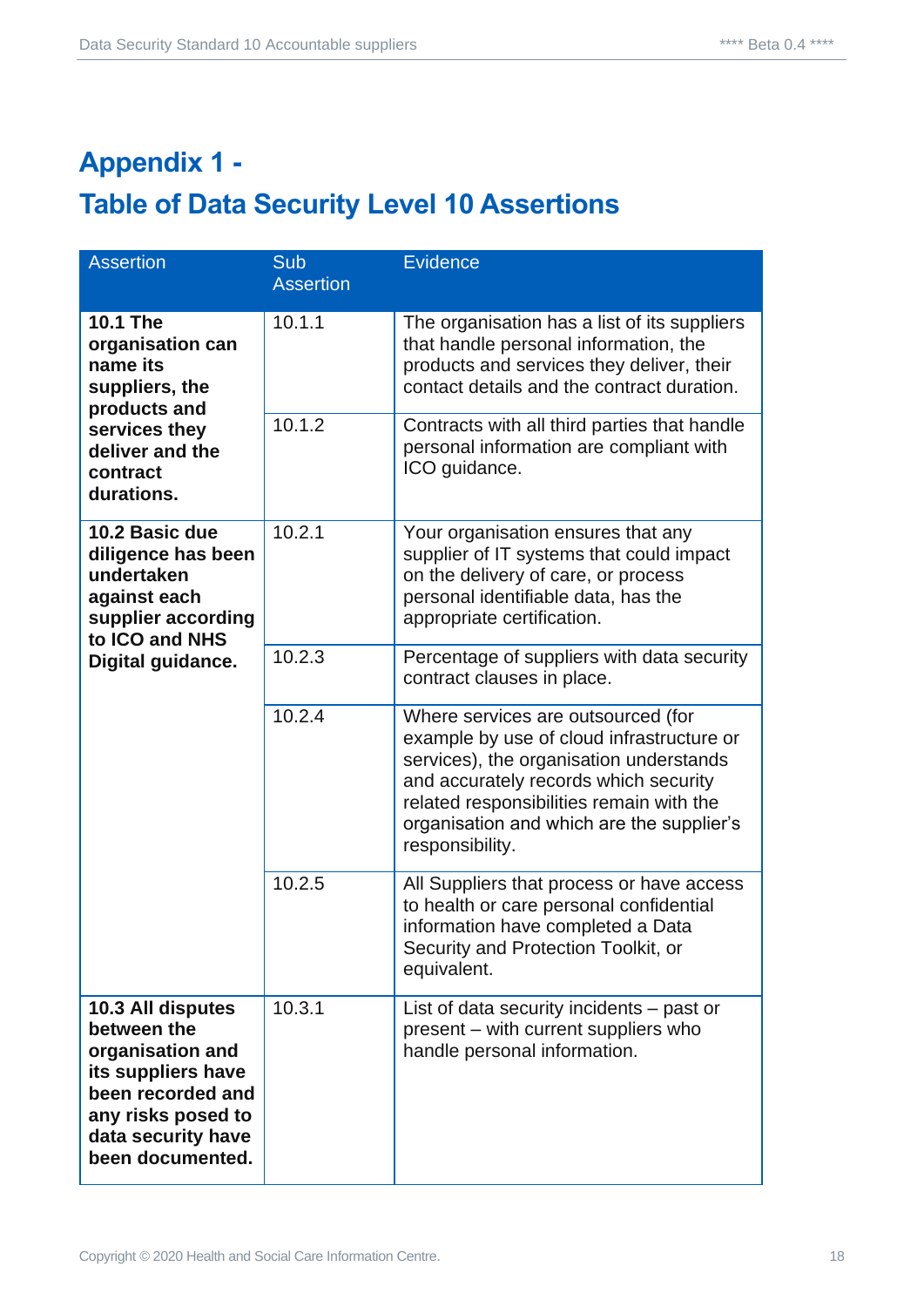# Appendix 1 -
# Table of Data Security Level 10 Assertions

| Assertion | Sub Assertion | Evidence |
|---|---|---|
| **10.1 The organisation can name its suppliers, the products and services they deliver and the contract durations.** | 10.1.1 | The organisation has a list of its suppliers that handle personal information, the products and services they deliver, their contact details and the contract duration. |
| | 10.1.2 | Contracts with all third parties that handle personal information are compliant with ICO guidance. |
| **10.2 Basic due diligence has been undertaken against each supplier according to ICO and NHS Digital guidance.** | 10.2.1 | Your organisation ensures that any supplier of IT systems that could impact on the delivery of care, or process personal identifiable data, has the appropriate certification. |
| | 10.2.3 | Percentage of suppliers with data security contract clauses in place. |
| | 10.2.4 | Where services are outsourced (for example by use of cloud infrastructure or services), the organisation understands and accurately records which security related responsibilities remain with the organisation and which are the supplier's responsibility. |
| | 10.2.5 | All Suppliers that process or have access to health or care personal confidential information have completed a Data Security and Protection Toolkit, or equivalent. |
| **10.3 All disputes between the organisation and its suppliers have been recorded and any risks posed to data security have been documented.** | 10.3.1 | List of data security incidents – past or present – with current suppliers who handle personal information. |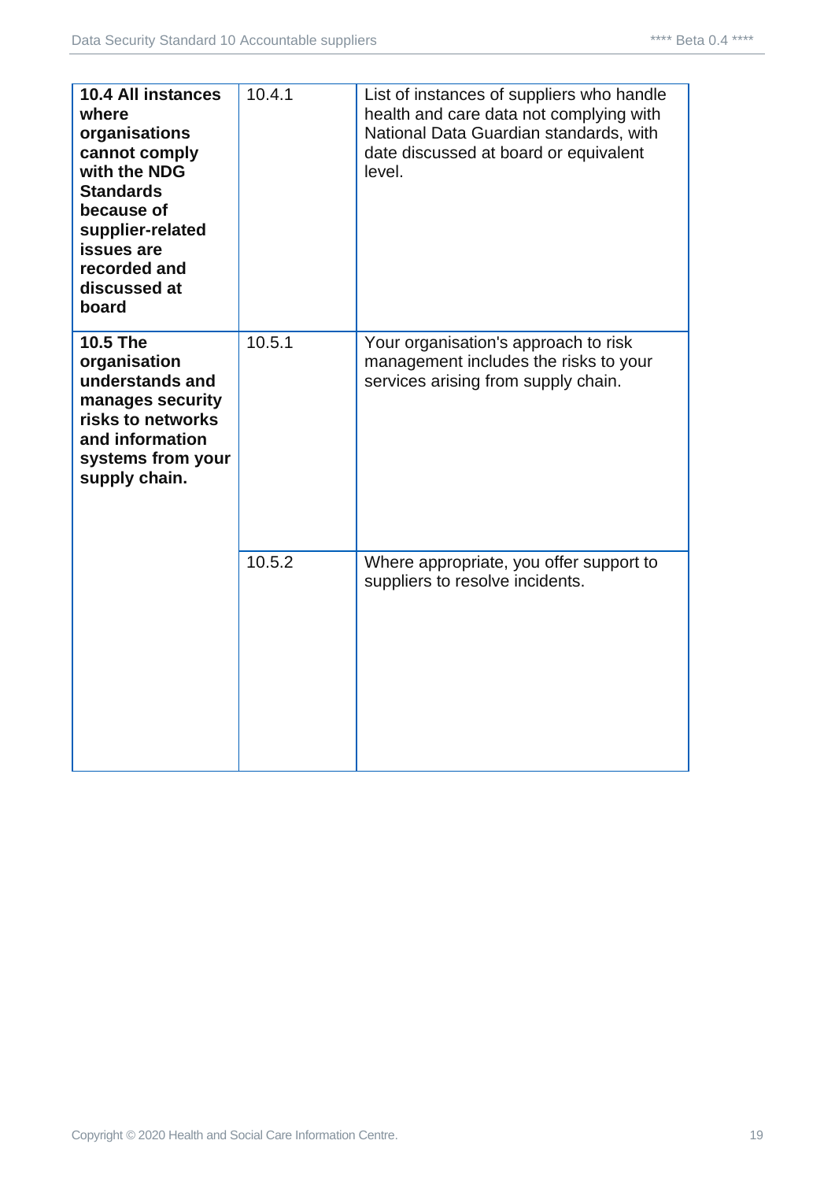| | | |
|---|---|---|
| **10.4 All instances where organisations cannot comply with the NDG Standards because of supplier-related issues are recorded and discussed at board** | 10.4.1 | List of instances of suppliers who handle health and care data not complying with National Data Guardian standards, with date discussed at board or equivalent level. |
| **10.5 The organisation understands and manages security risks to networks and information systems from your supply chain.** | 10.5.1 | Your organisation's approach to risk management includes the risks to your services arising from supply chain. |
| | 10.5.2 | Where appropriate, you offer support to suppliers to resolve incidents. |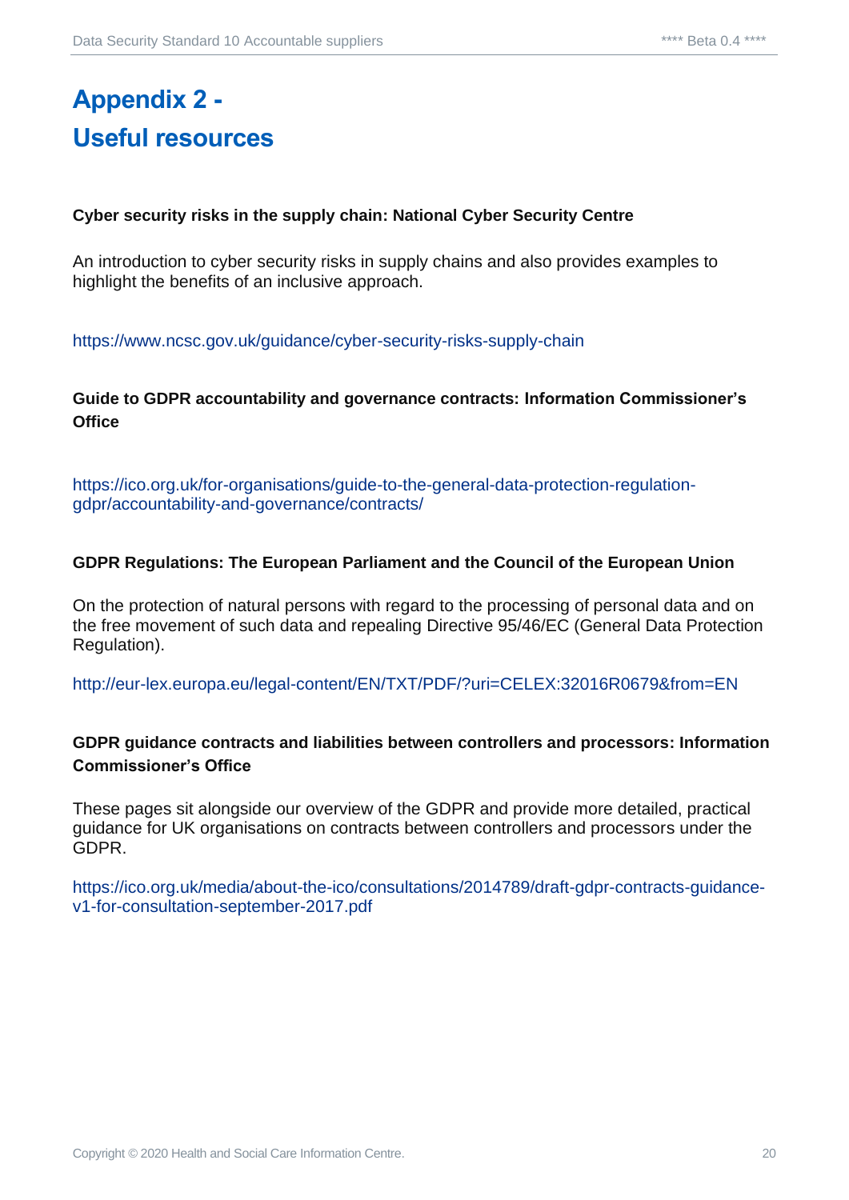# Appendix 2 - Useful resources

**Cyber security risks in the supply chain: National Cyber Security Centre**

An introduction to cyber security risks in supply chains and also provides examples to highlight the benefits of an inclusive approach.

https://www.ncsc.gov.uk/guidance/cyber-security-risks-supply-chain

**Guide to GDPR accountability and governance contracts: Information Commissioner's Office**

https://ico.org.uk/for-organisations/guide-to-the-general-data-protection-regulation-gdpr/accountability-and-governance/contracts/

**GDPR Regulations: The European Parliament and the Council of the European Union**

On the protection of natural persons with regard to the processing of personal data and on the free movement of such data and repealing Directive 95/46/EC (General Data Protection Regulation).

http://eur-lex.europa.eu/legal-content/EN/TXT/PDF/?uri=CELEX:32016R0679&from=EN

**GDPR guidance contracts and liabilities between controllers and processors: Information Commissioner's Office**

These pages sit alongside our overview of the GDPR and provide more detailed, practical guidance for UK organisations on contracts between controllers and processors under the GDPR.

https://ico.org.uk/media/about-the-ico/consultations/2014789/draft-gdpr-contracts-guidance-v1-for-consultation-september-2017.pdf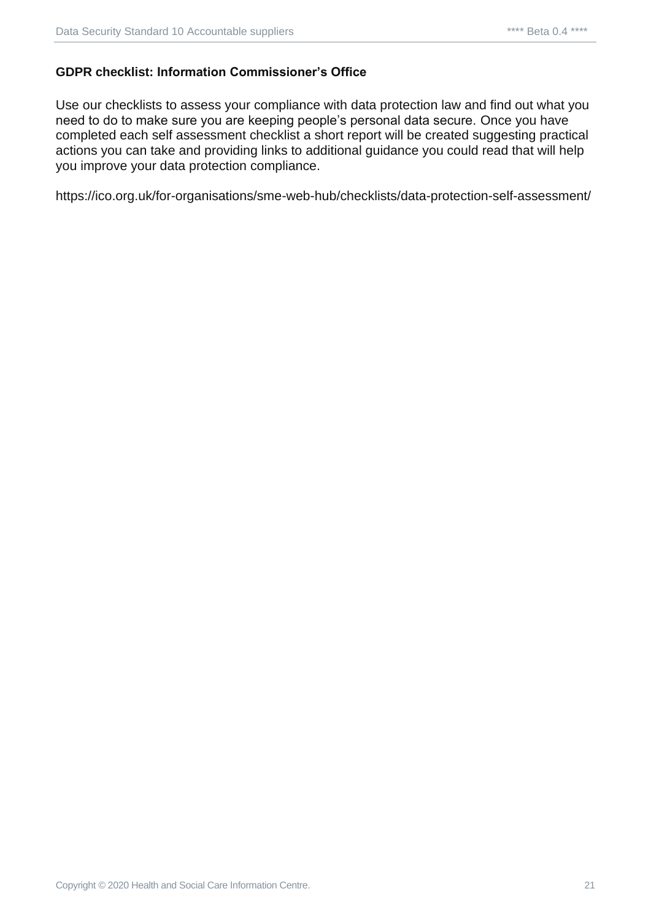**GDPR checklist: Information Commissioner's Office**

Use our checklists to assess your compliance with data protection law and find out what you need to do to make sure you are keeping people's personal data secure. Once you have completed each self assessment checklist a short report will be created suggesting practical actions you can take and providing links to additional guidance you could read that will help you improve your data protection compliance.

https://ico.org.uk/for-organisations/sme-web-hub/checklists/data-protection-self-assessment/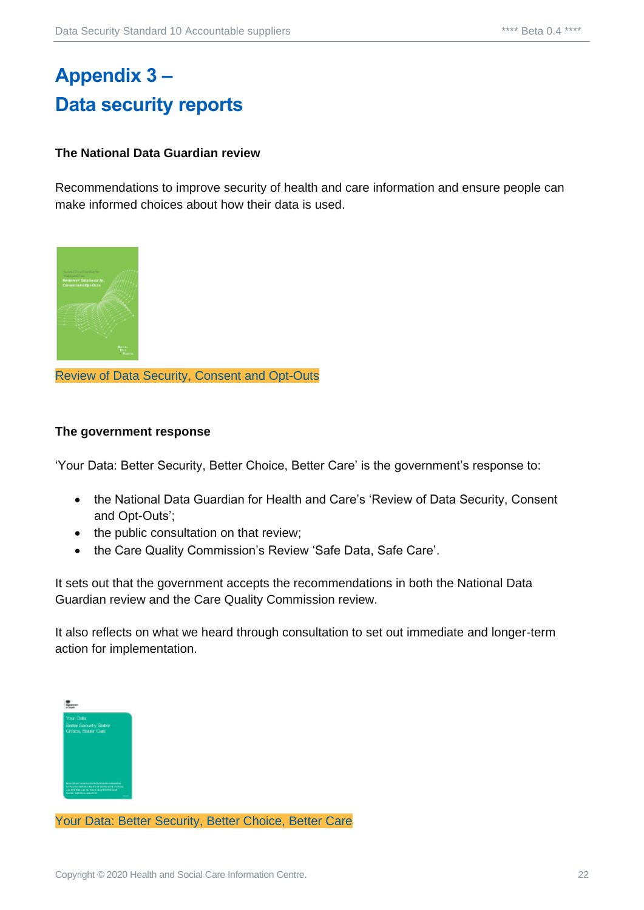# Appendix 3 – Data security reports

**The National Data Guardian review**

Recommendations to improve security of health and care information and ensure people can make informed choices about how their data is used.

Review of Data Security, Consent and Opt-Outs

**The government response**

'Your Data: Better Security, Better Choice, Better Care' is the government's response to:

- the National Data Guardian for Health and Care's 'Review of Data Security, Consent and Opt-Outs';
- the public consultation on that review;
- the Care Quality Commission's Review 'Safe Data, Safe Care'.

It sets out that the government accepts the recommendations in both the National Data Guardian review and the Care Quality Commission review.

It also reflects on what we heard through consultation to set out immediate and longer-term action for implementation.

Your Data: Better Security, Better Choice, Better Care